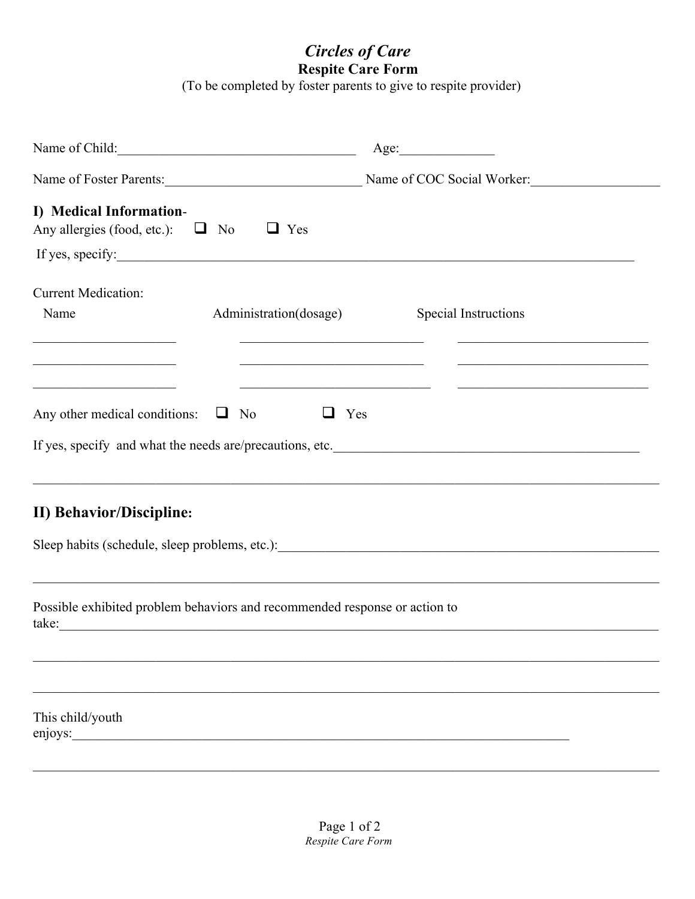# *Circles of Care*

## Respite Care Form

(To be completed by foster parents to give to respite provider)

Name of Child:___________________________________ Age:______________

Name of Foster Parents:_____________________________ Name of COC Social Worker:___________________

**I) Medical Information**-

Any allergies (food, etc.): ☐ No ☐ Yes

If yes, specify:_______________________________________________________________________________

Current Medication:

| Name | Administration(dosage) | Special Instructions |
|---|---|---|
| | | |
| | | |
| | | |

Any other medical conditions: ☐ No ☐ Yes

If yes, specify and what the needs are/precautions, etc.______________________________________________

_______________________________________________________________________________________________

## II) Behavior/Discipline:

Sleep habits (schedule, sleep problems, etc.):_____________________________________________________

_______________________________________________________________________________________________

Possible exhibited problem behaviors and recommended response or action to take:___________________________

_______________________________________________________________________________________________

_______________________________________________________________________________________________

This child/youth enjoys:___________________________________________________________________________

_______________________________________________________________________________________________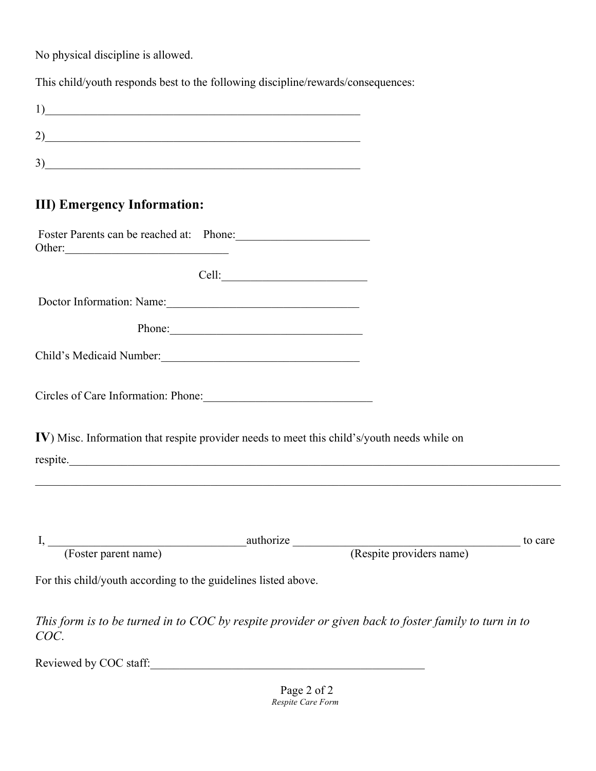No physical discipline is allowed.

This child/youth responds best to the following discipline/rewards/consequences:

1)_______________________________________________________

2)_______________________________________________________

3)_______________________________________________________

## III) Emergency Information:

Foster Parents can be reached at: Phone:______________________ Other:___________________________

Cell:________________________

Doctor Information: Name:_________________________________

Phone:_________________________________

Child's Medicaid Number:__________________________________

Circles of Care Information: Phone:____________________________

**IV**) Misc. Information that respite provider needs to meet this child's/youth needs while on respite.______________________________________________________________________________________

______________________________________________________________________________________

I, __________________________________authorize _____________________________________ to care
(Foster parent name) (Respite providers name)

For this child/youth according to the guidelines listed above.

*This form is to be turned in to COC by respite provider or given back to foster family to turn in to COC.*

Reviewed by COC staff:_______________________________________________

Respite Care Form